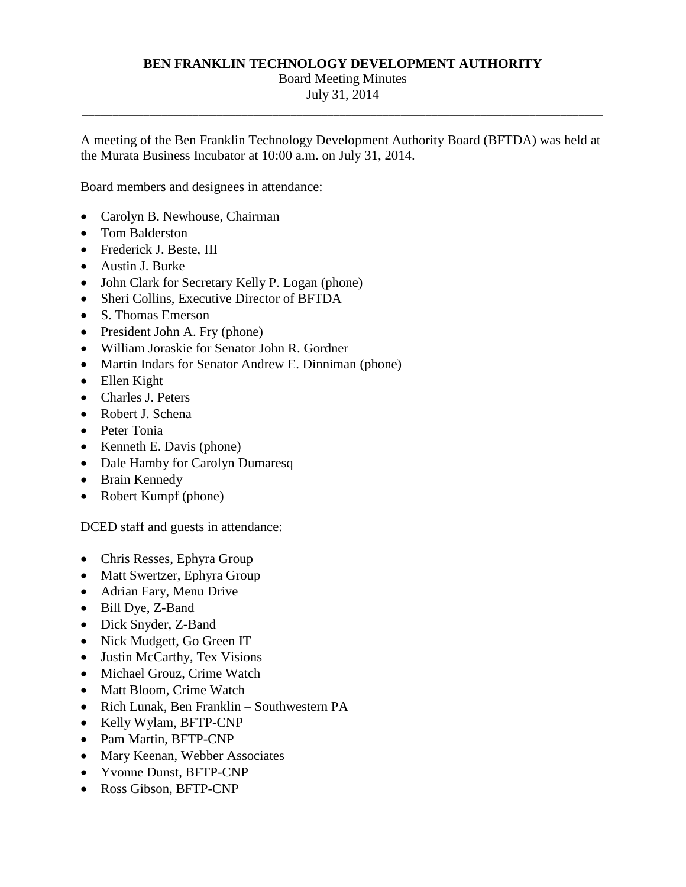**BEN FRANKLIN TECHNOLOGY DEVELOPMENT AUTHORITY**

Board Meeting Minutes

July 31, 2014

---

A meeting of the Ben Franklin Technology Development Authority Board (BFTDA) was held at the Murata Business Incubator at 10:00 a.m. on July 31, 2014.

Board members and designees in attendance:

- Carolyn B. Newhouse, Chairman
- Tom Balderston
- Frederick J. Beste, III
- Austin J. Burke
- John Clark for Secretary Kelly P. Logan (phone)
- Sheri Collins, Executive Director of BFTDA
- S. Thomas Emerson
- President John A. Fry (phone)
- William Joraskie for Senator John R. Gordner
- Martin Indars for Senator Andrew E. Dinniman (phone)
- Ellen Kight
- Charles J. Peters
- Robert J. Schena
- Peter Tonia
- Kenneth E. Davis (phone)
- Dale Hamby for Carolyn Dumaresq
- Brain Kennedy
- Robert Kumpf (phone)

DCED staff and guests in attendance:

- Chris Resses, Ephyra Group
- Matt Swertzer, Ephyra Group
- Adrian Fary, Menu Drive
- Bill Dye, Z-Band
- Dick Snyder, Z-Band
- Nick Mudgett, Go Green IT
- Justin McCarthy, Tex Visions
- Michael Grouz, Crime Watch
- Matt Bloom, Crime Watch
- Rich Lunak, Ben Franklin – Southwestern PA
- Kelly Wylam, BFTP-CNP
- Pam Martin, BFTP-CNP
- Mary Keenan, Webber Associates
- Yvonne Dunst, BFTP-CNP
- Ross Gibson, BFTP-CNP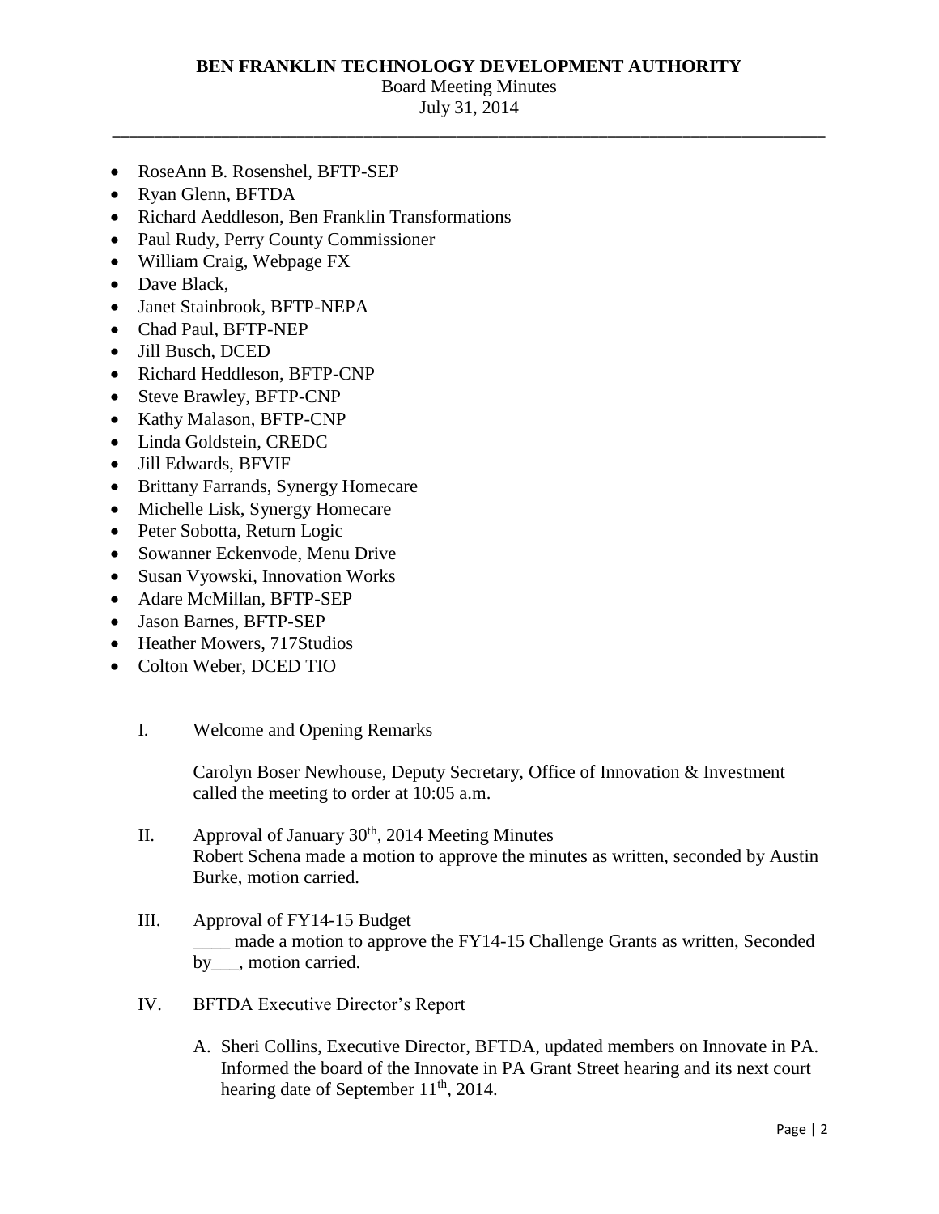- RoseAnn B. Rosenshel, BFTP-SEP
- Ryan Glenn, BFTDA
- Richard Aeddleson, Ben Franklin Transformations
- Paul Rudy, Perry County Commissioner
- William Craig, Webpage FX
- Dave Black,
- Janet Stainbrook, BFTP-NEPA
- Chad Paul, BFTP-NEP
- Jill Busch, DCED
- Richard Heddleson, BFTP-CNP
- Steve Brawley, BFTP-CNP
- Kathy Malason, BFTP-CNP
- Linda Goldstein, CREDC
- Jill Edwards, BFVIF
- Brittany Farrands, Synergy Homecare
- Michelle Lisk, Synergy Homecare
- Peter Sobotta, Return Logic
- Sowanner Eckenvode, Menu Drive
- Susan Vyowski, Innovation Works
- Adare McMillan, BFTP-SEP
- Jason Barnes, BFTP-SEP
- Heather Mowers, 717Studios
- Colton Weber, DCED TIO

I. Welcome and Opening Remarks

   Carolyn Boser Newhouse, Deputy Secretary, Office of Innovation & Investment called the meeting to order at 10:05 a.m.

II. Approval of January 30th, 2014 Meeting Minutes
   Robert Schena made a motion to approve the minutes as written, seconded by Austin Burke, motion carried.

III. Approval of FY14-15 Budget
   ____ made a motion to approve the FY14-15 Challenge Grants as written, Seconded by___, motion carried.

IV. BFTDA Executive Director's Report

   A. Sheri Collins, Executive Director, BFTDA, updated members on Innovate in PA. Informed the board of the Innovate in PA Grant Street hearing and its next court hearing date of September 11th, 2014.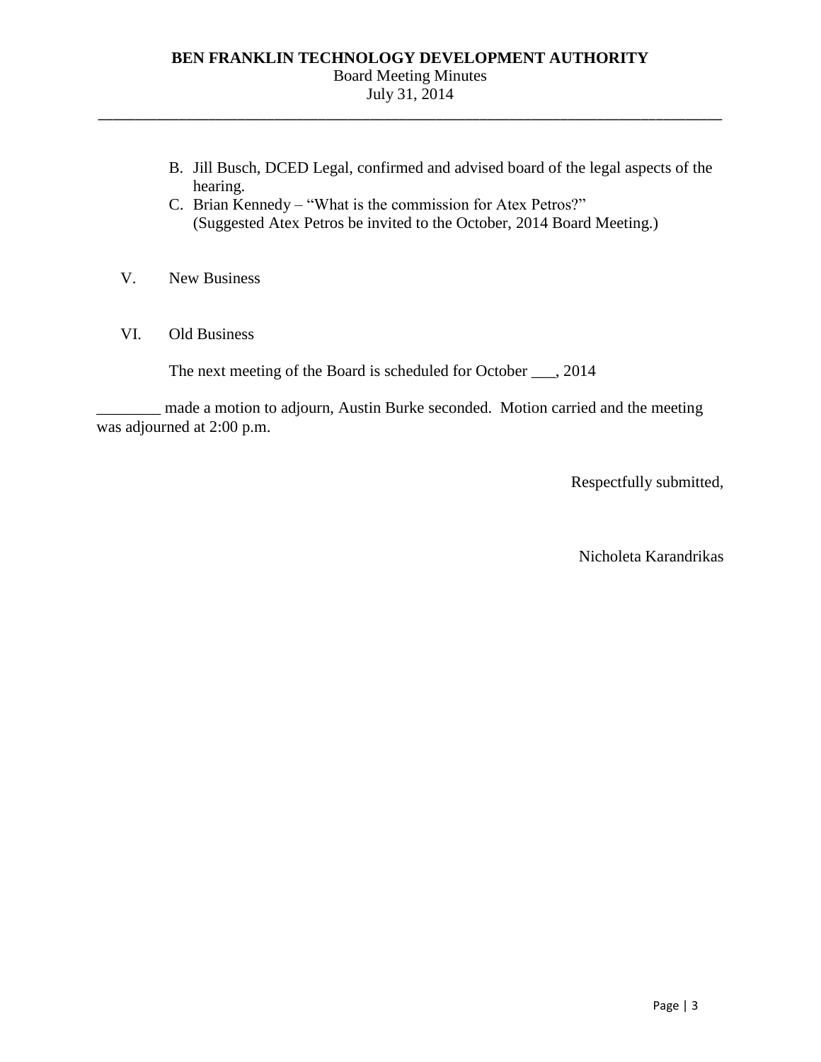B. Jill Busch, DCED Legal, confirmed and advised board of the legal aspects of the hearing.
C. Brian Kennedy – "What is the commission for Atex Petros?" (Suggested Atex Petros be invited to the October, 2014 Board Meeting.)

V. New Business

VI. Old Business

The next meeting of the Board is scheduled for October ___, 2014

________ made a motion to adjourn, Austin Burke seconded. Motion carried and the meeting was adjourned at 2:00 p.m.

Respectfully submitted,

Nicholeta Karandrikas